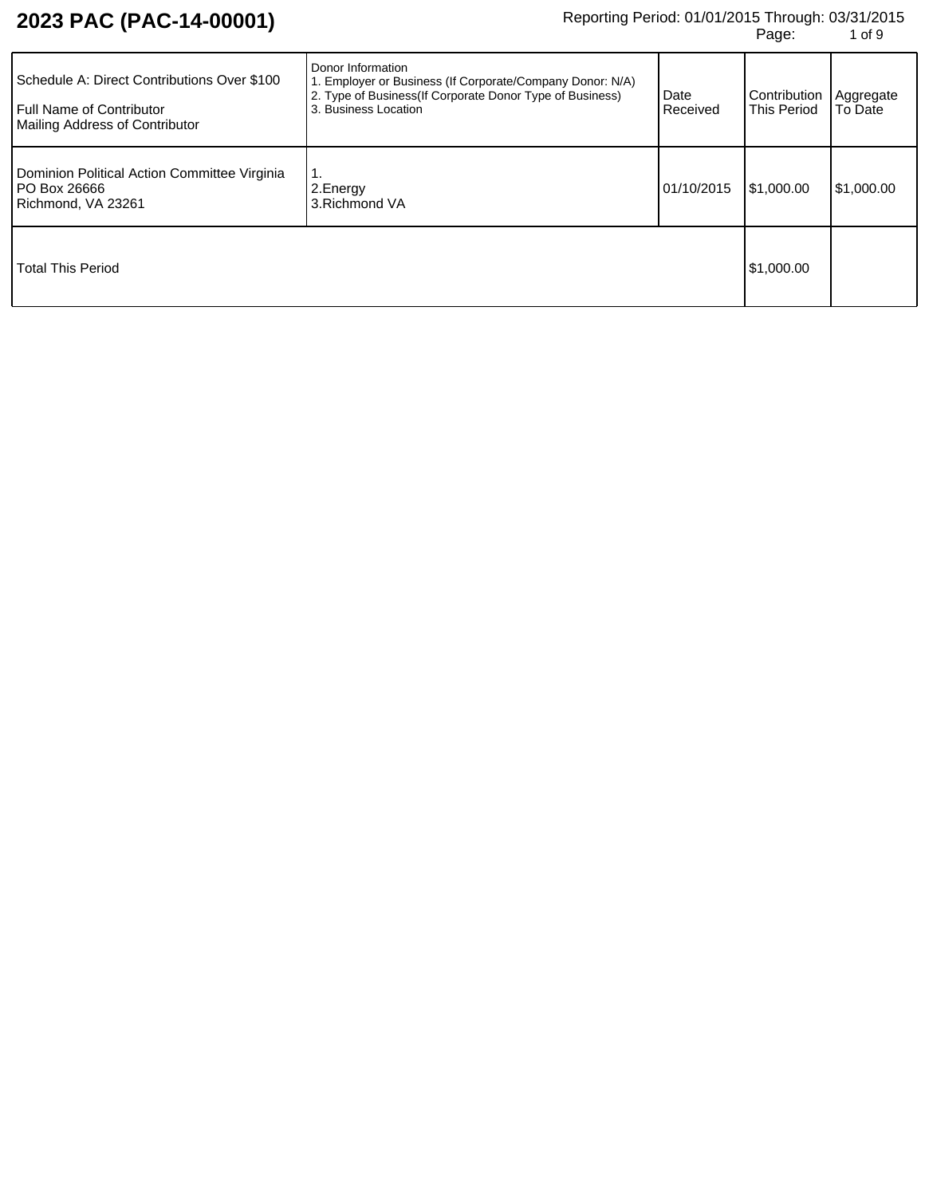# 2023 PAC (PAC-14-00001)

Reporting Period: 01/01/2015 Through: 03/31/2015

| Schedule A: Direct Contributions Over $100<br>Full Name of Contributor<br>Mailing Address of Contributor | Donor Information<br>1. Employer or Business (If Corporate/Company Donor: N/A)<br>2. Type of Business(If Corporate Donor Type of Business)<br>3. Business Location | Date Received | Contribution This Period | Aggregate To Date |
|---|---|---|---|---|
| Dominion Political Action Committee Virginia<br>PO Box 26666<br>Richmond, VA 23261 | 1.<br>2.Energy<br>3.Richmond VA | 01/10/2015 | $1,000.00 | $1,000.00 |
| Total This Period | | | $1,000.00 | |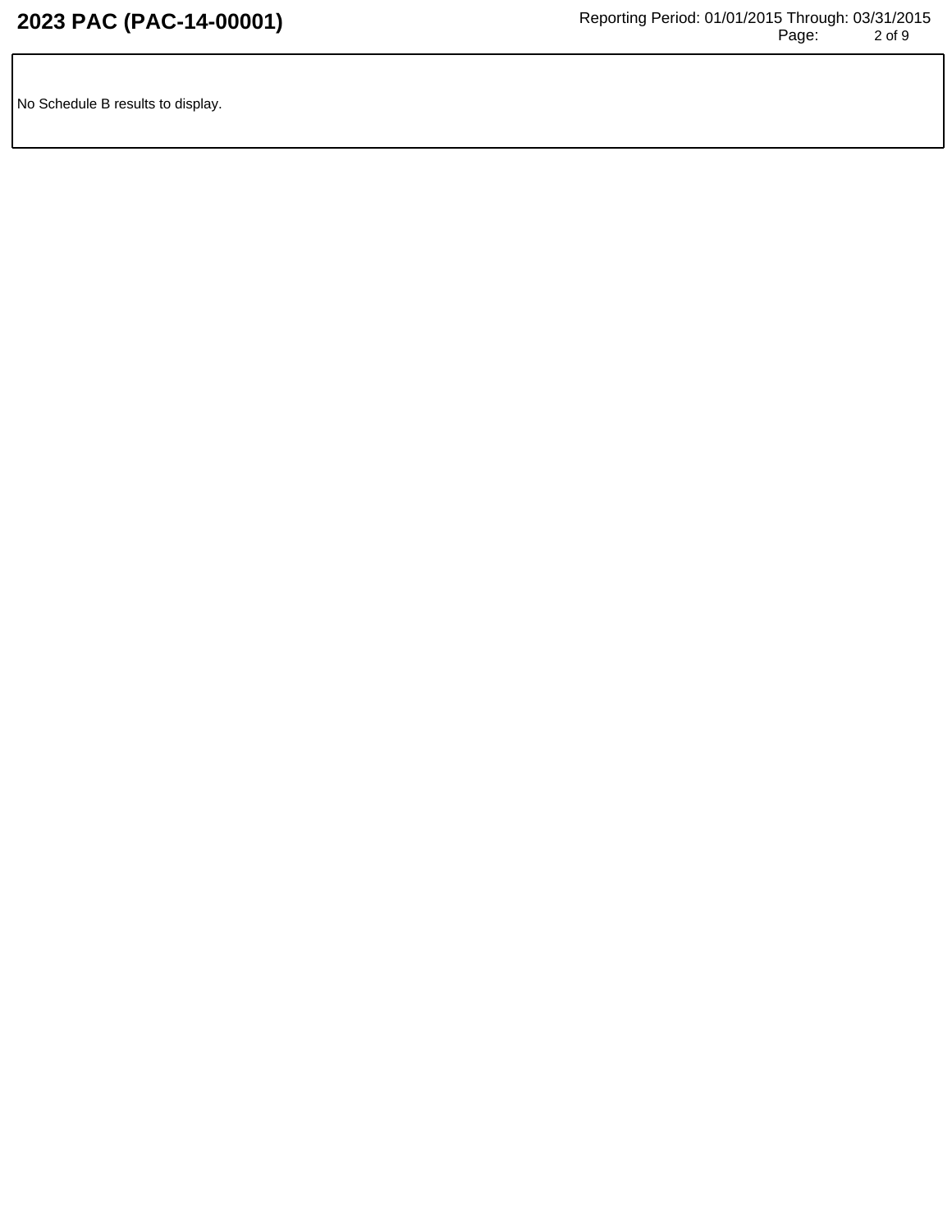No Schedule B results to display.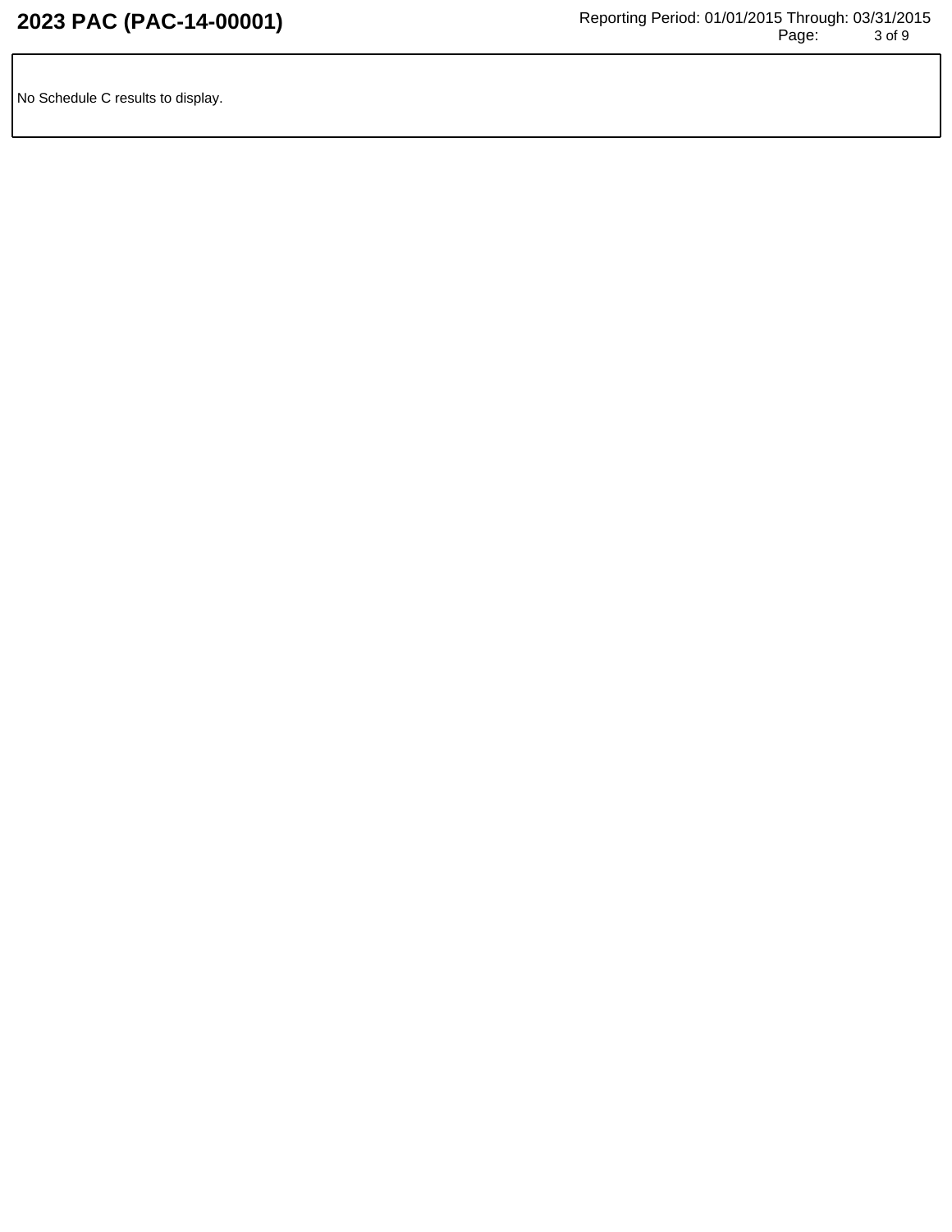No Schedule C results to display.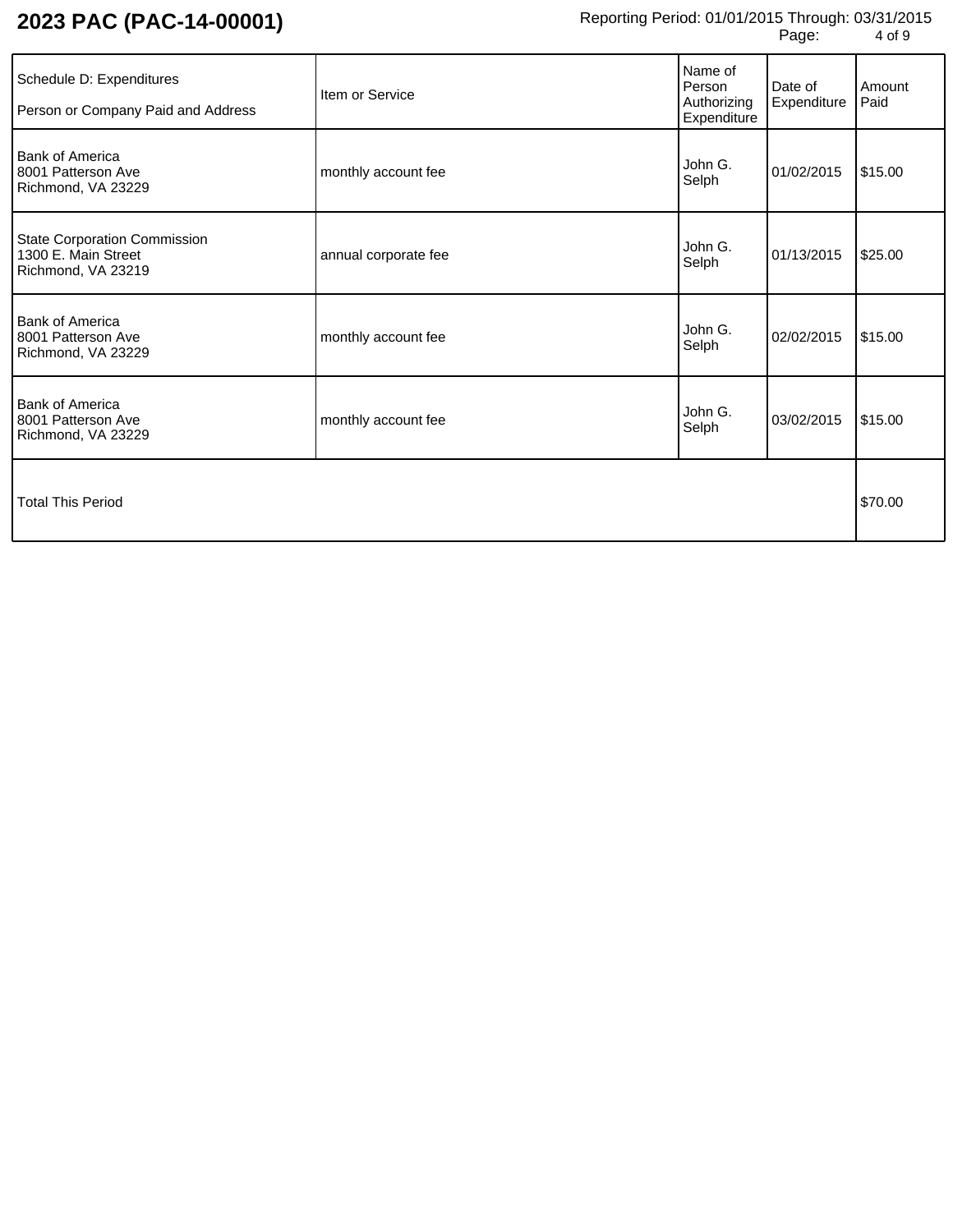| Schedule D: Expenditures<br>Person or Company Paid and Address | Item or Service | Name of Person Authorizing Expenditure | Date of Expenditure | Amount Paid |
|---|---|---|---|---|
| Bank of America<br>8001 Patterson Ave<br>Richmond, VA 23229 | monthly account fee | John G. Selph | 01/02/2015 | $15.00 |
| State Corporation Commission<br>1300 E. Main Street<br>Richmond, VA 23219 | annual corporate fee | John G. Selph | 01/13/2015 | $25.00 |
| Bank of America<br>8001 Patterson Ave<br>Richmond, VA 23229 | monthly account fee | John G. Selph | 02/02/2015 | $15.00 |
| Bank of America<br>8001 Patterson Ave<br>Richmond, VA 23229 | monthly account fee | John G. Selph | 03/02/2015 | $15.00 |
| Total This Period | | | | $70.00 |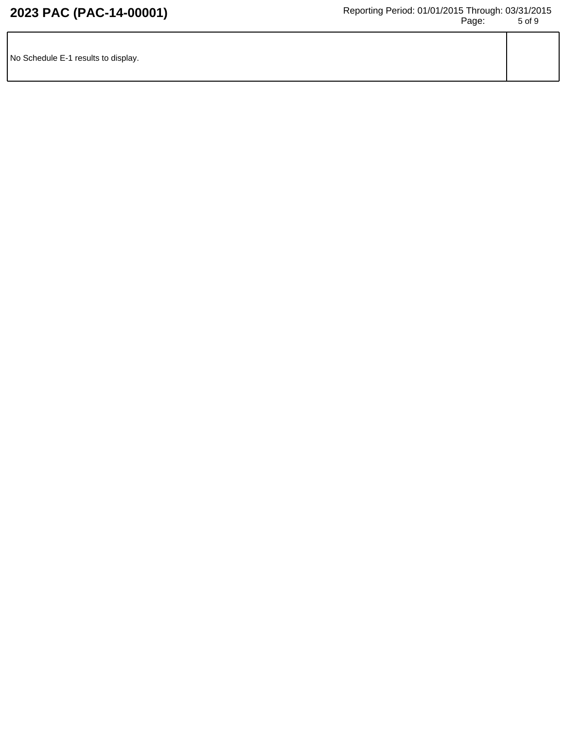| No Schedule E-1 results to display. | |
| --- | --- |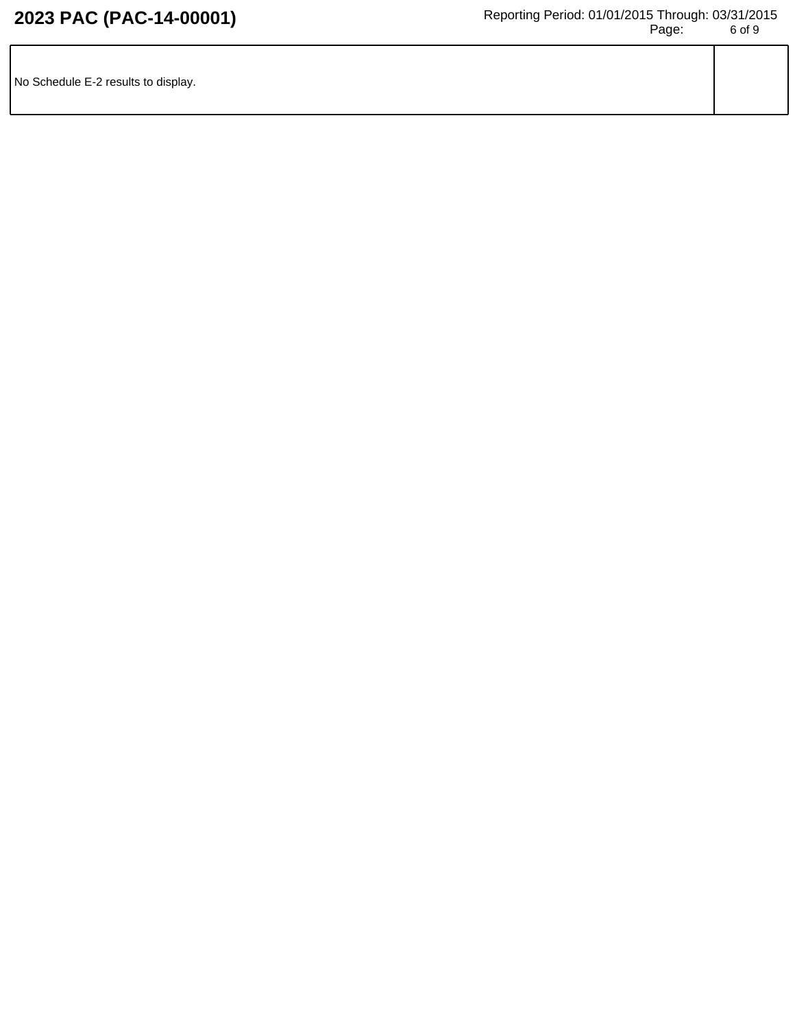| No Schedule E-2 results to display. | |
| --- | --- |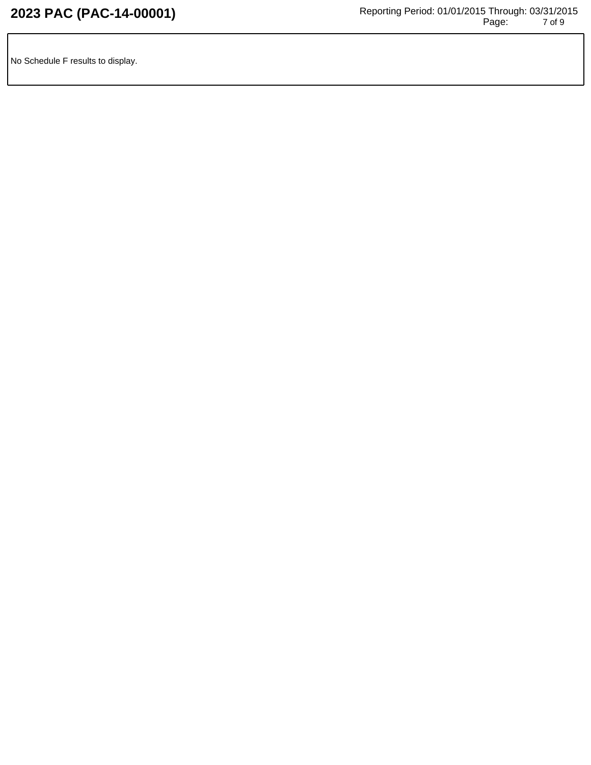No Schedule F results to display.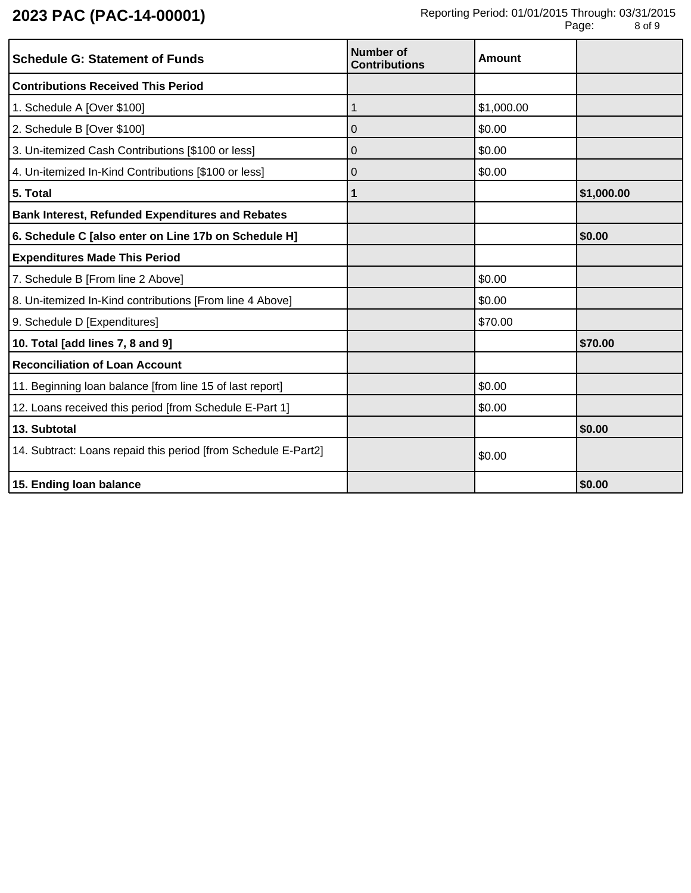# 2023 PAC (PAC-14-00001)

Reporting Period: 01/01/2015 Through: 03/31/2015

| Schedule G: Statement of Funds | Number of Contributions | Amount | |
|---|---|---|---|
| **Contributions Received This Period** | | | |
| 1. Schedule A [Over $100] | 1 | $1,000.00 | |
| 2. Schedule B [Over $100] | 0 | $0.00 | |
| 3. Un-itemized Cash Contributions [$100 or less] | 0 | $0.00 | |
| 4. Un-itemized In-Kind Contributions [$100 or less] | 0 | $0.00 | |
| **5. Total** | **1** | | **$1,000.00** |
| **Bank Interest, Refunded Expenditures and Rebates** | | | |
| **6. Schedule C [also enter on Line 17b on Schedule H]** | | | **$0.00** |
| **Expenditures Made This Period** | | | |
| 7. Schedule B [From line 2 Above] | | $0.00 | |
| 8. Un-itemized In-Kind contributions [From line 4 Above] | | $0.00 | |
| 9. Schedule D [Expenditures] | | $70.00 | |
| **10. Total [add lines 7, 8 and 9]** | | | **$70.00** |
| **Reconciliation of Loan Account** | | | |
| 11. Beginning loan balance [from line 15 of last report] | | $0.00 | |
| 12. Loans received this period [from Schedule E-Part 1] | | $0.00 | |
| **13. Subtotal** | | | **$0.00** |
| 14. Subtract: Loans repaid this period [from Schedule E-Part2] | | $0.00 | |
| **15. Ending loan balance** | | | **$0.00** |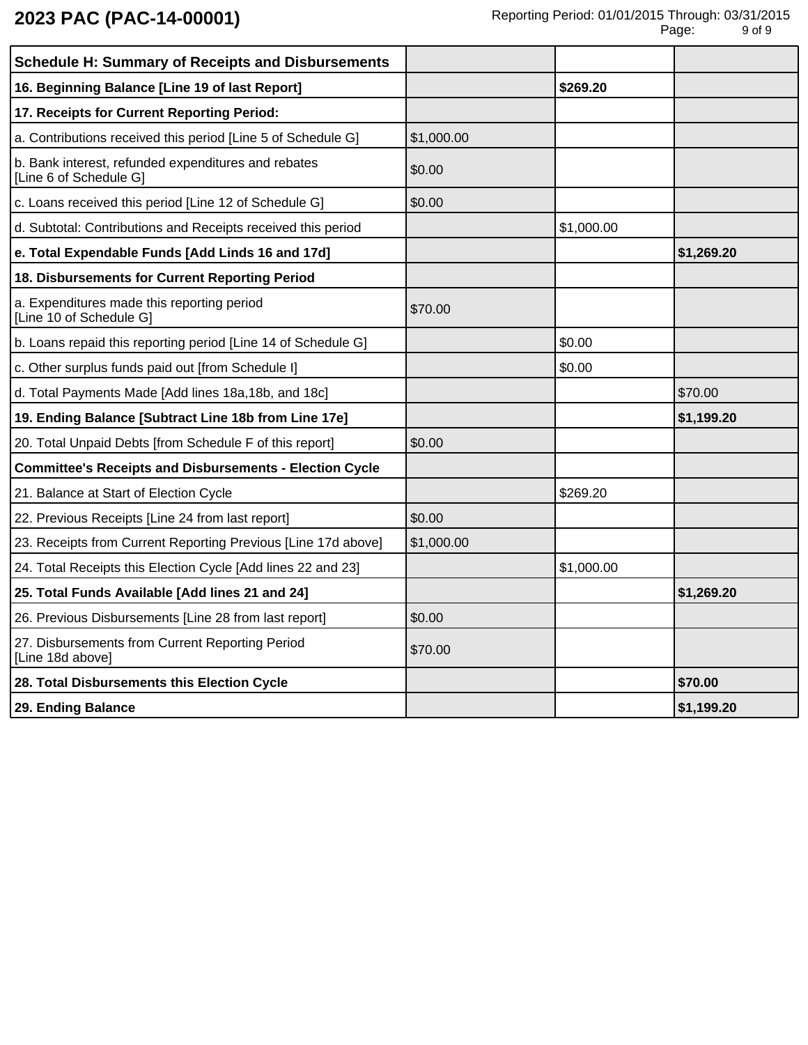| Schedule H: Summary of Receipts and Disbursements | | | |
|---|---|---|---|
| **16. Beginning Balance [Line 19 of last Report]** | | **$269.20** | |
| **17. Receipts for Current Reporting Period:** | | | |
| a. Contributions received this period [Line 5 of Schedule G] | $1,000.00 | | |
| b. Bank interest, refunded expenditures and rebates [Line 6 of Schedule G] | $0.00 | | |
| c. Loans received this period [Line 12 of Schedule G] | $0.00 | | |
| d. Subtotal: Contributions and Receipts received this period | | $1,000.00 | |
| **e. Total Expendable Funds [Add Linds 16 and 17d]** | | | **$1,269.20** |
| **18. Disbursements for Current Reporting Period** | | | |
| a. Expenditures made this reporting period [Line 10 of Schedule G] | $70.00 | | |
| b. Loans repaid this reporting period [Line 14 of Schedule G] | | $0.00 | |
| c. Other surplus funds paid out [from Schedule I] | | $0.00 | |
| d. Total Payments Made [Add lines 18a,18b, and 18c] | | | $70.00 |
| **19. Ending Balance [Subtract Line 18b from Line 17e]** | | | **$1,199.20** |
| 20. Total Unpaid Debts [from Schedule F of this report] | $0.00 | | |
| **Committee's Receipts and Disbursements - Election Cycle** | | | |
| 21. Balance at Start of Election Cycle | | $269.20 | |
| 22. Previous Receipts [Line 24 from last report] | $0.00 | | |
| 23. Receipts from Current Reporting Previous [Line 17d above] | $1,000.00 | | |
| 24. Total Receipts this Election Cycle [Add lines 22 and 23] | | $1,000.00 | |
| **25. Total Funds Available [Add lines 21 and 24]** | | | **$1,269.20** |
| 26. Previous Disbursements [Line 28 from last report] | $0.00 | | |
| 27. Disbursements from Current Reporting Period [Line 18d above] | $70.00 | | |
| **28. Total Disbursements this Election Cycle** | | | **$70.00** |
| **29. Ending Balance** | | | **$1,199.20** |